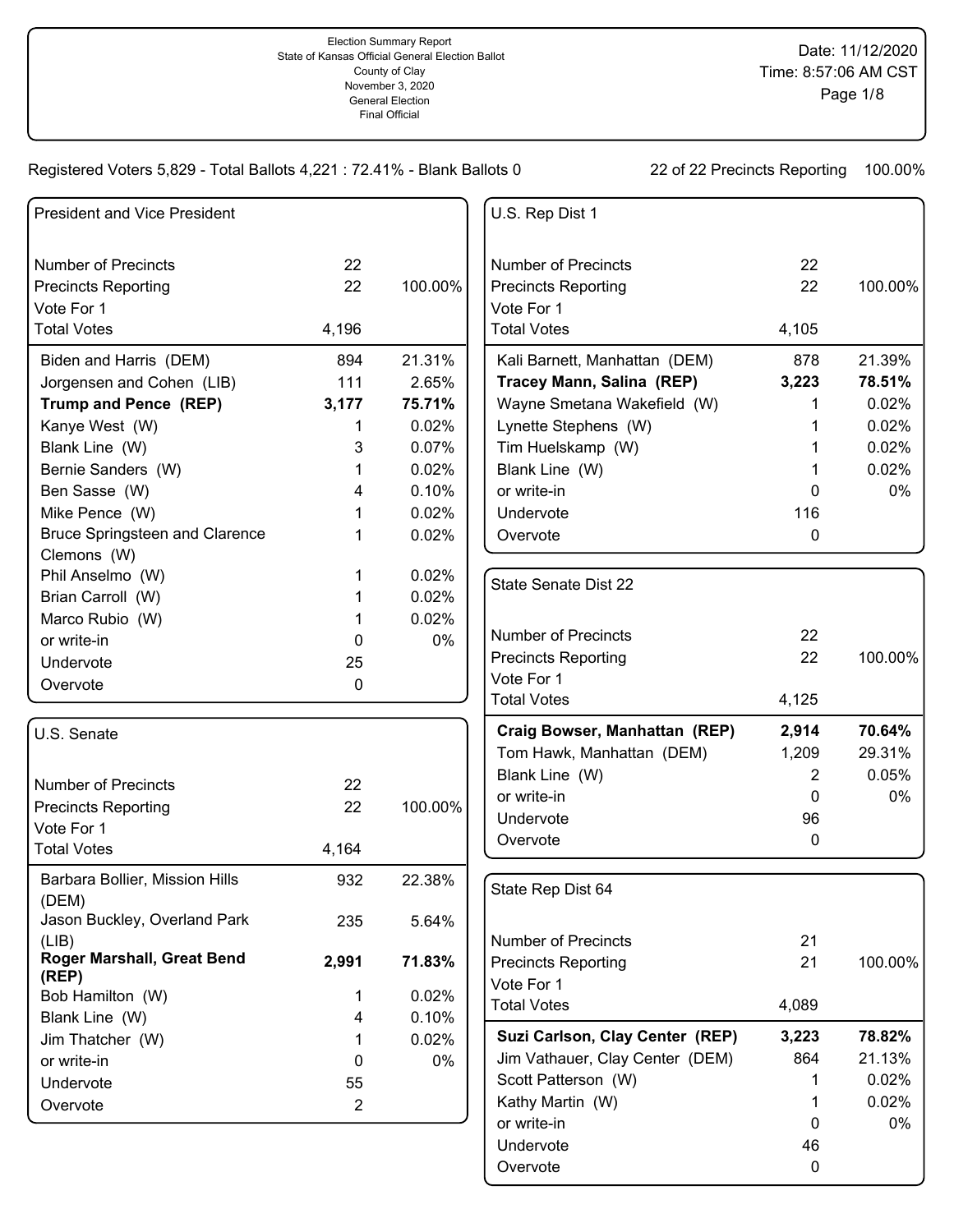Election Summary Report
State of Kansas Official General Election Ballot
County of Clay
November 3, 2020
General Election
Final Official

Date: 11/12/2020
Time: 8:57:06 AM CST

Registered Voters 5,829 - Total Ballots 4,221 : 72.41% - Blank Ballots 0

22 of 22 Precincts Reporting 100.00%

## President and Vice President

| | | |
|---|---|---|
| Number of Precincts | 22 | |
| Precincts Reporting | 22 | 100.00% |
| Vote For 1 | | |
| Total Votes | 4,196 | |
| Biden and Harris (DEM) | 894 | 21.31% |
| Jorgensen and Cohen (LIB) | 111 | 2.65% |
| **Trump and Pence (REP)** | **3,177** | **75.71%** |
| Kanye West (W) | 1 | 0.02% |
| Blank Line (W) | 3 | 0.07% |
| Bernie Sanders (W) | 1 | 0.02% |
| Ben Sasse (W) | 4 | 0.10% |
| Mike Pence (W) | 1 | 0.02% |
| Bruce Springsteen and Clarence Clemons (W) | 1 | 0.02% |
| Phil Anselmo (W) | 1 | 0.02% |
| Brian Carroll (W) | 1 | 0.02% |
| Marco Rubio (W) | 1 | 0.02% |
| or write-in | 0 | 0% |
| Undervote | 25 | |
| Overvote | 0 | |

## U.S. Senate

| | | |
|---|---|---|
| Number of Precincts | 22 | |
| Precincts Reporting | 22 | 100.00% |
| Vote For 1 | | |
| Total Votes | 4,164 | |
| Barbara Bollier, Mission Hills (DEM) | 932 | 22.38% |
| Jason Buckley, Overland Park (LIB) | 235 | 5.64% |
| **Roger Marshall, Great Bend (REP)** | **2,991** | **71.83%** |
| Bob Hamilton (W) | 1 | 0.02% |
| Blank Line (W) | 4 | 0.10% |
| Jim Thatcher (W) | 1 | 0.02% |
| or write-in | 0 | 0% |
| Undervote | 55 | |
| Overvote | 2 | |

## U.S. Rep Dist 1

| | | |
|---|---|---|
| Number of Precincts | 22 | |
| Precincts Reporting | 22 | 100.00% |
| Vote For 1 | | |
| Total Votes | 4,105 | |
| Kali Barnett, Manhattan (DEM) | 878 | 21.39% |
| **Tracey Mann, Salina (REP)** | **3,223** | **78.51%** |
| Wayne Smetana Wakefield (W) | 1 | 0.02% |
| Lynette Stephens (W) | 1 | 0.02% |
| Tim Huelskamp (W) | 1 | 0.02% |
| Blank Line (W) | 1 | 0.02% |
| or write-in | 0 | 0% |
| Undervote | 116 | |
| Overvote | 0 | |

## State Senate Dist 22

| | | |
|---|---|---|
| Number of Precincts | 22 | |
| Precincts Reporting | 22 | 100.00% |
| Vote For 1 | | |
| Total Votes | 4,125 | |
| **Craig Bowser, Manhattan (REP)** | **2,914** | **70.64%** |
| Tom Hawk, Manhattan (DEM) | 1,209 | 29.31% |
| Blank Line (W) | 2 | 0.05% |
| or write-in | 0 | 0% |
| Undervote | 96 | |
| Overvote | 0 | |

## State Rep Dist 64

| | | |
|---|---|---|
| Number of Precincts | 21 | |
| Precincts Reporting | 21 | 100.00% |
| Vote For 1 | | |
| Total Votes | 4,089 | |
| **Suzi Carlson, Clay Center (REP)** | **3,223** | **78.82%** |
| Jim Vathauer, Clay Center (DEM) | 864 | 21.13% |
| Scott Patterson (W) | 1 | 0.02% |
| Kathy Martin (W) | 1 | 0.02% |
| or write-in | 0 | 0% |
| Undervote | 46 | |
| Overvote | 0 | |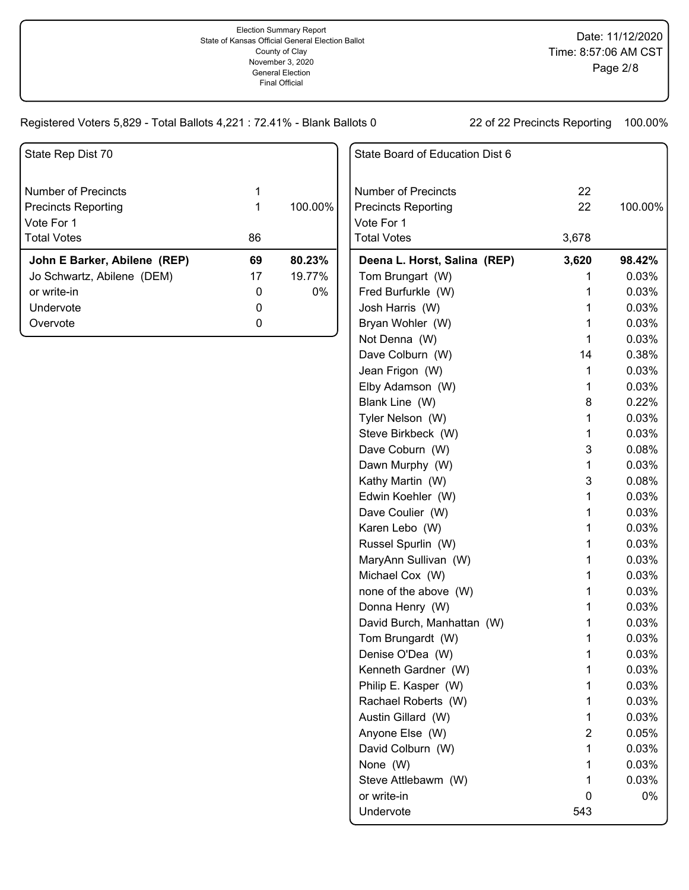Election Summary Report
State of Kansas Official General Election Ballot
County of Clay
November 3, 2020
General Election
Final Official

Date: 11/12/2020
Time: 8:57:06 AM CST

Registered Voters 5,829 - Total Ballots 4,221 : 72.41% - Blank Ballots 0

22 of 22 Precincts Reporting 100.00%

## State Rep Dist 70

| | | |
|---|---|---|
| Number of Precincts | 1 | |
| Precincts Reporting | 1 | 100.00% |
| Vote For 1 | | |
| Total Votes | 86 | |
| **John E Barker, Abilene (REP)** | **69** | **80.23%** |
| Jo Schwartz, Abilene (DEM) | 17 | 19.77% |
| or write-in | 0 | 0% |
| Undervote | 0 | |
| Overvote | 0 | |

## State Board of Education Dist 6

| | | |
|---|---|---|
| Number of Precincts | 22 | |
| Precincts Reporting | 22 | 100.00% |
| Vote For 1 | | |
| Total Votes | 3,678 | |
| **Deena L. Horst, Salina (REP)** | **3,620** | **98.42%** |
| Tom Brungart (W) | 1 | 0.03% |
| Fred Burfurkle (W) | 1 | 0.03% |
| Josh Harris (W) | 1 | 0.03% |
| Bryan Wohler (W) | 1 | 0.03% |
| Not Denna (W) | 1 | 0.03% |
| Dave Colburn (W) | 14 | 0.38% |
| Jean Frigon (W) | 1 | 0.03% |
| Elby Adamson (W) | 1 | 0.03% |
| Blank Line (W) | 8 | 0.22% |
| Tyler Nelson (W) | 1 | 0.03% |
| Steve Birkbeck (W) | 1 | 0.03% |
| Dave Coburn (W) | 3 | 0.08% |
| Dawn Murphy (W) | 1 | 0.03% |
| Kathy Martin (W) | 3 | 0.08% |
| Edwin Koehler (W) | 1 | 0.03% |
| Dave Coulier (W) | 1 | 0.03% |
| Karen Lebo (W) | 1 | 0.03% |
| Russel Spurlin (W) | 1 | 0.03% |
| MaryAnn Sullivan (W) | 1 | 0.03% |
| Michael Cox (W) | 1 | 0.03% |
| none of the above (W) | 1 | 0.03% |
| Donna Henry (W) | 1 | 0.03% |
| David Burch, Manhattan (W) | 1 | 0.03% |
| Tom Brungardt (W) | 1 | 0.03% |
| Denise O'Dea (W) | 1 | 0.03% |
| Kenneth Gardner (W) | 1 | 0.03% |
| Philip E. Kasper (W) | 1 | 0.03% |
| Rachael Roberts (W) | 1 | 0.03% |
| Austin Gillard (W) | 1 | 0.03% |
| Anyone Else (W) | 2 | 0.05% |
| David Colburn (W) | 1 | 0.03% |
| None (W) | 1 | 0.03% |
| Steve Attlebawm (W) | 1 | 0.03% |
| or write-in | 0 | 0% |
| Undervote | 543 | |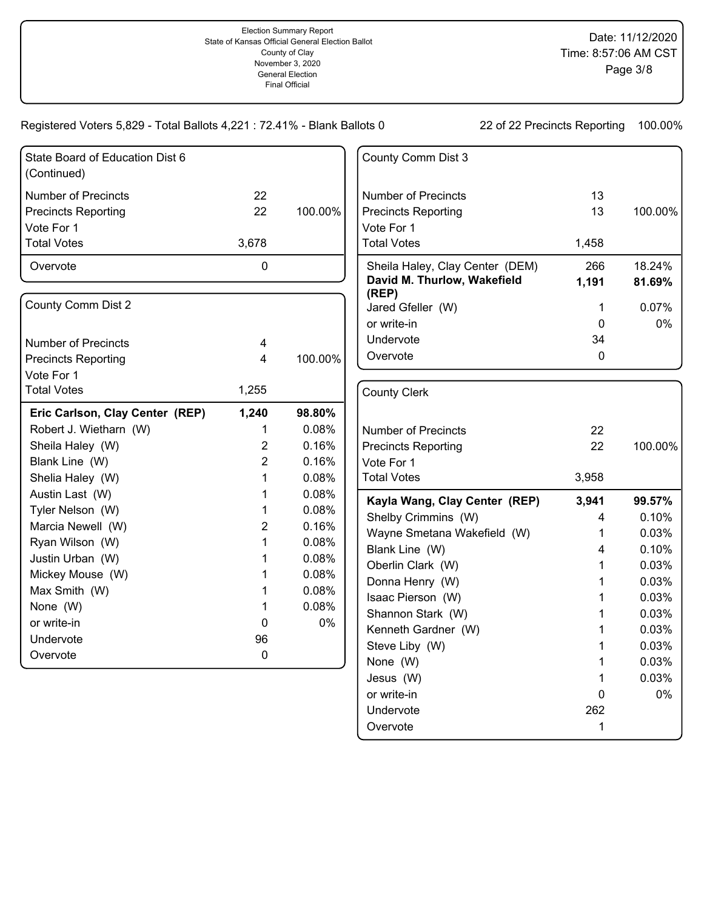Election Summary Report
State of Kansas Official General Election Ballot
County of Clay
November 3, 2020
General Election
Final Official

Date: 11/12/2020
Time: 8:57:06 AM CST

Registered Voters 5,829 - Total Ballots 4,221 : 72.41% - Blank Ballots 0

22 of 22 Precincts Reporting 100.00%

## State Board of Education Dist 6 (Continued)

| | | |
|---|---|---|
| Number of Precincts | 22 | |
| Precincts Reporting | 22 | 100.00% |
| Vote For 1 | | |
| Total Votes | 3,678 | |
| Overvote | 0 | |

## County Comm Dist 2

| | | |
|---|---|---|
| Number of Precincts | 4 | |
| Precincts Reporting | 4 | 100.00% |
| Vote For 1 | | |
| Total Votes | 1,255 | |
| **Eric Carlson, Clay Center (REP)** | **1,240** | **98.80%** |
| Robert J. Wietharn (W) | 1 | 0.08% |
| Sheila Haley (W) | 2 | 0.16% |
| Blank Line (W) | 2 | 0.16% |
| Shelia Haley (W) | 1 | 0.08% |
| Austin Last (W) | 1 | 0.08% |
| Tyler Nelson (W) | 1 | 0.08% |
| Marcia Newell (W) | 2 | 0.16% |
| Ryan Wilson (W) | 1 | 0.08% |
| Justin Urban (W) | 1 | 0.08% |
| Mickey Mouse (W) | 1 | 0.08% |
| Max Smith (W) | 1 | 0.08% |
| None (W) | 1 | 0.08% |
| or write-in | 0 | 0% |
| Undervote | 96 | |
| Overvote | 0 | |

## County Comm Dist 3

| | | |
|---|---|---|
| Number of Precincts | 13 | |
| Precincts Reporting | 13 | 100.00% |
| Vote For 1 | | |
| Total Votes | 1,458 | |
| Sheila Haley, Clay Center (DEM) | 266 | 18.24% |
| **David M. Thurlow, Wakefield (REP)** | **1,191** | **81.69%** |
| Jared Gfeller (W) | 1 | 0.07% |
| or write-in | 0 | 0% |
| Undervote | 34 | |
| Overvote | 0 | |

## County Clerk

| | | |
|---|---|---|
| Number of Precincts | 22 | |
| Precincts Reporting | 22 | 100.00% |
| Vote For 1 | | |
| Total Votes | 3,958 | |
| **Kayla Wang, Clay Center (REP)** | **3,941** | **99.57%** |
| Shelby Crimmins (W) | 4 | 0.10% |
| Wayne Smetana Wakefield (W) | 1 | 0.03% |
| Blank Line (W) | 4 | 0.10% |
| Oberlin Clark (W) | 1 | 0.03% |
| Donna Henry (W) | 1 | 0.03% |
| Isaac Pierson (W) | 1 | 0.03% |
| Shannon Stark (W) | 1 | 0.03% |
| Kenneth Gardner (W) | 1 | 0.03% |
| Steve Liby (W) | 1 | 0.03% |
| None (W) | 1 | 0.03% |
| Jesus (W) | 1 | 0.03% |
| or write-in | 0 | 0% |
| Undervote | 262 | |
| Overvote | 1 | |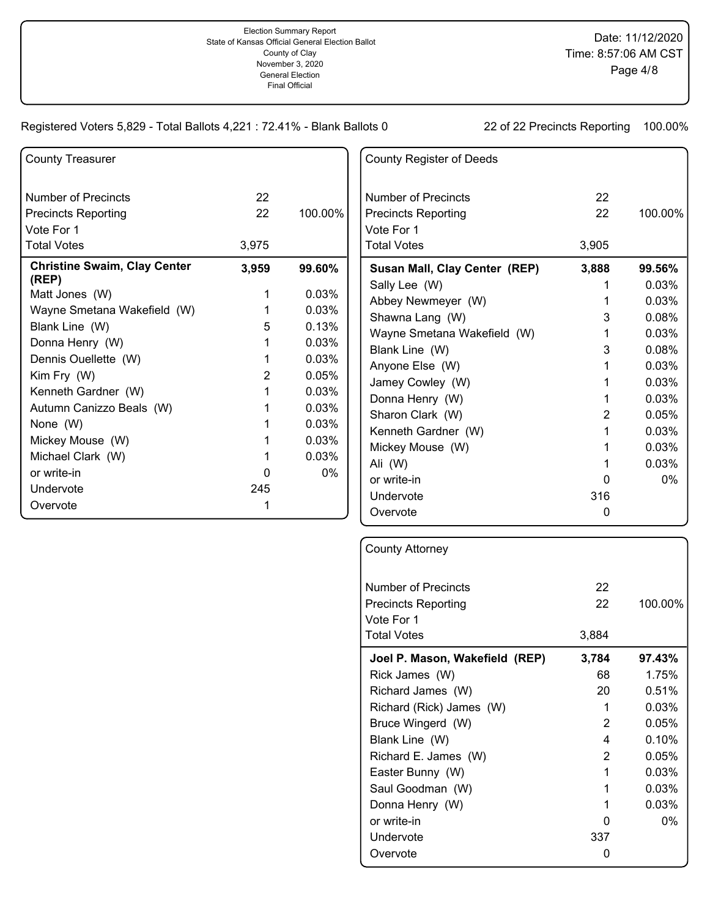Election Summary Report
State of Kansas Official General Election Ballot
County of Clay
November 3, 2020
General Election
Final Official

Date: 11/12/2020
Time: 8:57:06 AM CST

Registered Voters 5,829 - Total Ballots 4,221 : 72.41% - Blank Ballots 0

22 of 22 Precincts Reporting 100.00%

## County Treasurer

| | | |
|---|---|---|
| Number of Precincts | 22 | |
| Precincts Reporting | 22 | 100.00% |
| Vote For 1 | | |
| Total Votes | 3,975 | |
| **Christine Swaim, Clay Center (REP)** | **3,959** | **99.60%** |
| Matt Jones (W) | 1 | 0.03% |
| Wayne Smetana Wakefield (W) | 1 | 0.03% |
| Blank Line (W) | 5 | 0.13% |
| Donna Henry (W) | 1 | 0.03% |
| Dennis Ouellette (W) | 1 | 0.03% |
| Kim Fry (W) | 2 | 0.05% |
| Kenneth Gardner (W) | 1 | 0.03% |
| Autumn Canizzo Beals (W) | 1 | 0.03% |
| None (W) | 1 | 0.03% |
| Mickey Mouse (W) | 1 | 0.03% |
| Michael Clark (W) | 1 | 0.03% |
| or write-in | 0 | 0% |
| Undervote | 245 | |
| Overvote | 1 | |

## County Register of Deeds

| | | |
|---|---|---|
| Number of Precincts | 22 | |
| Precincts Reporting | 22 | 100.00% |
| Vote For 1 | | |
| Total Votes | 3,905 | |
| **Susan Mall, Clay Center (REP)** | **3,888** | **99.56%** |
| Sally Lee (W) | 1 | 0.03% |
| Abbey Newmeyer (W) | 1 | 0.03% |
| Shawna Lang (W) | 3 | 0.08% |
| Wayne Smetana Wakefield (W) | 1 | 0.03% |
| Blank Line (W) | 3 | 0.08% |
| Anyone Else (W) | 1 | 0.03% |
| Jamey Cowley (W) | 1 | 0.03% |
| Donna Henry (W) | 1 | 0.03% |
| Sharon Clark (W) | 2 | 0.05% |
| Kenneth Gardner (W) | 1 | 0.03% |
| Mickey Mouse (W) | 1 | 0.03% |
| Ali (W) | 1 | 0.03% |
| or write-in | 0 | 0% |
| Undervote | 316 | |
| Overvote | 0 | |

## County Attorney

| | | |
|---|---|---|
| Number of Precincts | 22 | |
| Precincts Reporting | 22 | 100.00% |
| Vote For 1 | | |
| Total Votes | 3,884 | |
| **Joel P. Mason, Wakefield (REP)** | **3,784** | **97.43%** |
| Rick James (W) | 68 | 1.75% |
| Richard James (W) | 20 | 0.51% |
| Richard (Rick) James (W) | 1 | 0.03% |
| Bruce Wingerd (W) | 2 | 0.05% |
| Blank Line (W) | 4 | 0.10% |
| Richard E. James (W) | 2 | 0.05% |
| Easter Bunny (W) | 1 | 0.03% |
| Saul Goodman (W) | 1 | 0.03% |
| Donna Henry (W) | 1 | 0.03% |
| or write-in | 0 | 0% |
| Undervote | 337 | |
| Overvote | 0 | |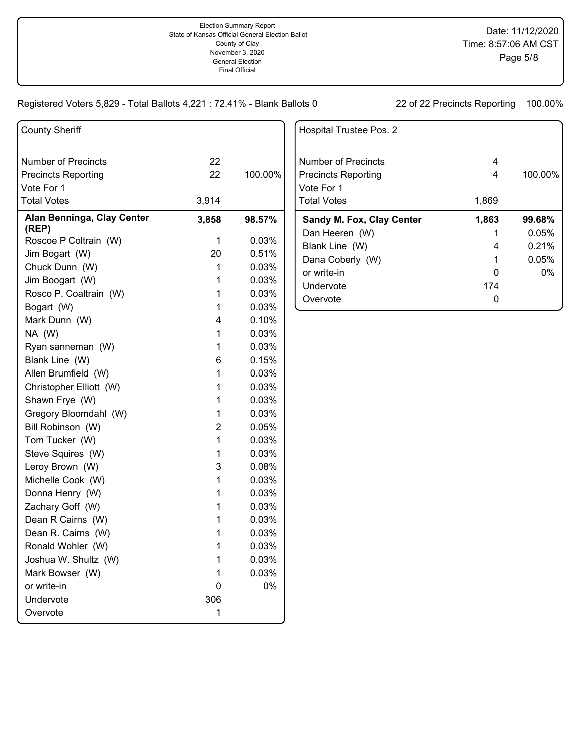Election Summary Report
State of Kansas Official General Election Ballot
County of Clay
November 3, 2020
General Election
Final Official

Date: 11/12/2020
Time: 8:57:06 AM CST

Registered Voters 5,829 - Total Ballots 4,221 : 72.41% - Blank Ballots 0

22 of 22 Precincts Reporting 100.00%

## County Sheriff

| | | |
|---|---|---|
| Number of Precincts | 22 | |
| Precincts Reporting | 22 | 100.00% |
| Vote For 1 | | |
| Total Votes | 3,914 | |
| **Alan Benninga, Clay Center (REP)** | **3,858** | **98.57%** |
| Roscoe P Coltrain (W) | 1 | 0.03% |
| Jim Bogart (W) | 20 | 0.51% |
| Chuck Dunn (W) | 1 | 0.03% |
| Jim Boogart (W) | 1 | 0.03% |
| Rosco P. Coaltrain (W) | 1 | 0.03% |
| Bogart (W) | 1 | 0.03% |
| Mark Dunn (W) | 4 | 0.10% |
| NA (W) | 1 | 0.03% |
| Ryan sanneman (W) | 1 | 0.03% |
| Blank Line (W) | 6 | 0.15% |
| Allen Brumfield (W) | 1 | 0.03% |
| Christopher Elliott (W) | 1 | 0.03% |
| Shawn Frye (W) | 1 | 0.03% |
| Gregory Bloomdahl (W) | 1 | 0.03% |
| Bill Robinson (W) | 2 | 0.05% |
| Tom Tucker (W) | 1 | 0.03% |
| Steve Squires (W) | 1 | 0.03% |
| Leroy Brown (W) | 3 | 0.08% |
| Michelle Cook (W) | 1 | 0.03% |
| Donna Henry (W) | 1 | 0.03% |
| Zachary Goff (W) | 1 | 0.03% |
| Dean R Cairns (W) | 1 | 0.03% |
| Dean R. Cairns (W) | 1 | 0.03% |
| Ronald Wohler (W) | 1 | 0.03% |
| Joshua W. Shultz (W) | 1 | 0.03% |
| Mark Bowser (W) | 1 | 0.03% |
| or write-in | 0 | 0% |
| Undervote | 306 | |
| Overvote | 1 | |

## Hospital Trustee Pos. 2

| | | |
|---|---|---|
| Number of Precincts | 4 | |
| Precincts Reporting | 4 | 100.00% |
| Vote For 1 | | |
| Total Votes | 1,869 | |
| **Sandy M. Fox, Clay Center** | **1,863** | **99.68%** |
| Dan Heeren (W) | 1 | 0.05% |
| Blank Line (W) | 4 | 0.21% |
| Dana Coberly (W) | 1 | 0.05% |
| or write-in | 0 | 0% |
| Undervote | 174 | |
| Overvote | 0 | |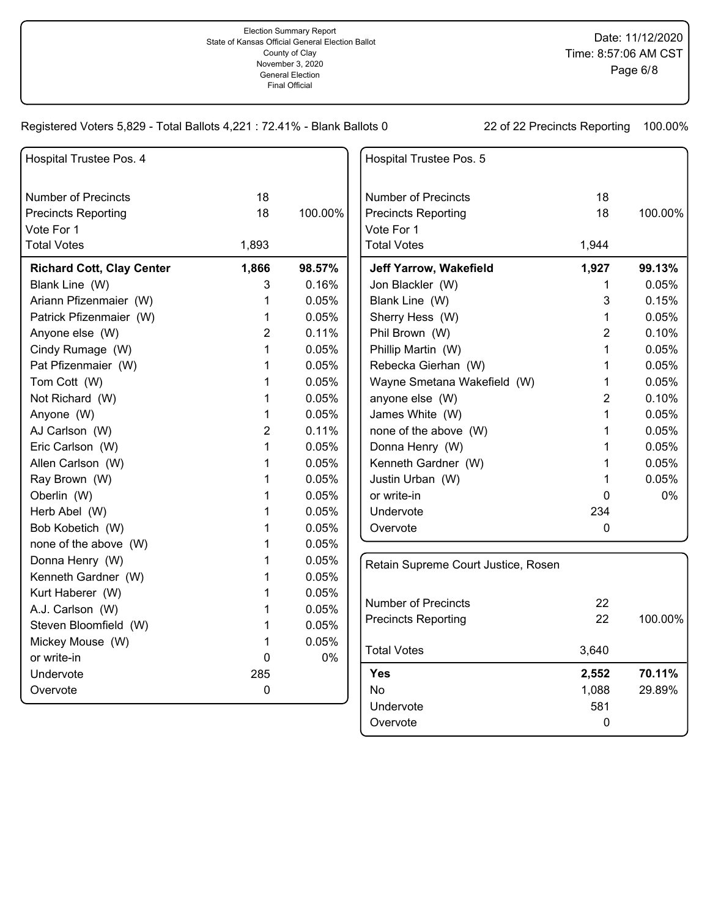Election Summary Report
State of Kansas Official General Election Ballot
County of Clay
November 3, 2020
General Election
Final Official

Date: 11/12/2020
Time: 8:57:06 AM CST

Registered Voters 5,829 - Total Ballots 4,221 : 72.41% - Blank Ballots 0

22 of 22 Precincts Reporting 100.00%

## Hospital Trustee Pos. 4

| | | |
|---|---|---|
| Number of Precincts | 18 | |
| Precincts Reporting | 18 | 100.00% |
| Vote For 1 | | |
| Total Votes | 1,893 | |
| **Richard Cott, Clay Center** | **1,866** | **98.57%** |
| Blank Line (W) | 3 | 0.16% |
| Ariann Pfizenmaier (W) | 1 | 0.05% |
| Patrick Pfizenmaier (W) | 1 | 0.05% |
| Anyone else (W) | 2 | 0.11% |
| Cindy Rumage (W) | 1 | 0.05% |
| Pat Pfizenmaier (W) | 1 | 0.05% |
| Tom Cott (W) | 1 | 0.05% |
| Not Richard (W) | 1 | 0.05% |
| Anyone (W) | 1 | 0.05% |
| AJ Carlson (W) | 2 | 0.11% |
| Eric Carlson (W) | 1 | 0.05% |
| Allen Carlson (W) | 1 | 0.05% |
| Ray Brown (W) | 1 | 0.05% |
| Oberlin (W) | 1 | 0.05% |
| Herb Abel (W) | 1 | 0.05% |
| Bob Kobetich (W) | 1 | 0.05% |
| none of the above (W) | 1 | 0.05% |
| Donna Henry (W) | 1 | 0.05% |
| Kenneth Gardner (W) | 1 | 0.05% |
| Kurt Haberer (W) | 1 | 0.05% |
| A.J. Carlson (W) | 1 | 0.05% |
| Steven Bloomfield (W) | 1 | 0.05% |
| Mickey Mouse (W) | 1 | 0.05% |
| or write-in | 0 | 0% |
| Undervote | 285 | |
| Overvote | 0 | |

## Hospital Trustee Pos. 5

| | | |
|---|---|---|
| Number of Precincts | 18 | |
| Precincts Reporting | 18 | 100.00% |
| Vote For 1 | | |
| Total Votes | 1,944 | |
| **Jeff Yarrow, Wakefield** | **1,927** | **99.13%** |
| Jon Blackler (W) | 1 | 0.05% |
| Blank Line (W) | 3 | 0.15% |
| Sherry Hess (W) | 1 | 0.05% |
| Phil Brown (W) | 2 | 0.10% |
| Phillip Martin (W) | 1 | 0.05% |
| Rebecka Gierhan (W) | 1 | 0.05% |
| Wayne Smetana Wakefield (W) | 1 | 0.05% |
| anyone else (W) | 2 | 0.10% |
| James White (W) | 1 | 0.05% |
| none of the above (W) | 1 | 0.05% |
| Donna Henry (W) | 1 | 0.05% |
| Kenneth Gardner (W) | 1 | 0.05% |
| Justin Urban (W) | 1 | 0.05% |
| or write-in | 0 | 0% |
| Undervote | 234 | |
| Overvote | 0 | |

## Retain Supreme Court Justice, Rosen

| | | |
|---|---|---|
| Number of Precincts | 22 | |
| Precincts Reporting | 22 | 100.00% |
| Total Votes | 3,640 | |
| **Yes** | **2,552** | **70.11%** |
| No | 1,088 | 29.89% |
| Undervote | 581 | |
| Overvote | 0 | |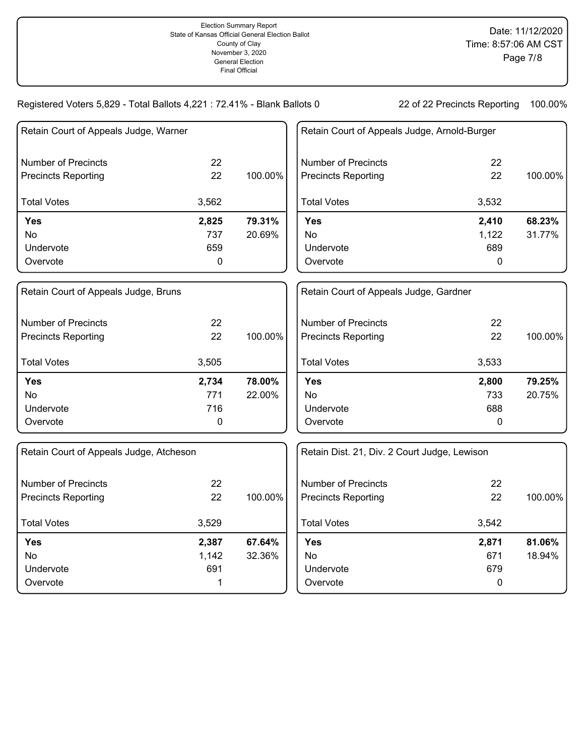Election Summary Report
State of Kansas Official General Election Ballot
County of Clay
November 3, 2020
General Election
Final Official

Date: 11/12/2020
Time: 8:57:06 AM CST

Registered Voters 5,829 - Total Ballots 4,221 : 72.41% - Blank Ballots 0

22 of 22 Precincts Reporting 100.00%

### Retain Court of Appeals Judge, Warner

| | | |
|---|---|---|
| Number of Precincts | 22 | |
| Precincts Reporting | 22 | 100.00% |
| Total Votes | 3,562 | |
| **Yes** | **2,825** | **79.31%** |
| No | 737 | 20.69% |
| Undervote | 659 | |
| Overvote | 0 | |

### Retain Court of Appeals Judge, Arnold-Burger

| | | |
|---|---|---|
| Number of Precincts | 22 | |
| Precincts Reporting | 22 | 100.00% |
| Total Votes | 3,532 | |
| **Yes** | **2,410** | **68.23%** |
| No | 1,122 | 31.77% |
| Undervote | 689 | |
| Overvote | 0 | |

### Retain Court of Appeals Judge, Bruns

| | | |
|---|---|---|
| Number of Precincts | 22 | |
| Precincts Reporting | 22 | 100.00% |
| Total Votes | 3,505 | |
| **Yes** | **2,734** | **78.00%** |
| No | 771 | 22.00% |
| Undervote | 716 | |
| Overvote | 0 | |

### Retain Court of Appeals Judge, Gardner

| | | |
|---|---|---|
| Number of Precincts | 22 | |
| Precincts Reporting | 22 | 100.00% |
| Total Votes | 3,533 | |
| **Yes** | **2,800** | **79.25%** |
| No | 733 | 20.75% |
| Undervote | 688 | |
| Overvote | 0 | |

### Retain Court of Appeals Judge, Atcheson

| | | |
|---|---|---|
| Number of Precincts | 22 | |
| Precincts Reporting | 22 | 100.00% |
| Total Votes | 3,529 | |
| **Yes** | **2,387** | **67.64%** |
| No | 1,142 | 32.36% |
| Undervote | 691 | |
| Overvote | 1 | |

### Retain Dist. 21, Div. 2 Court Judge, Lewison

| | | |
|---|---|---|
| Number of Precincts | 22 | |
| Precincts Reporting | 22 | 100.00% |
| Total Votes | 3,542 | |
| **Yes** | **2,871** | **81.06%** |
| No | 671 | 18.94% |
| Undervote | 679 | |
| Overvote | 0 | |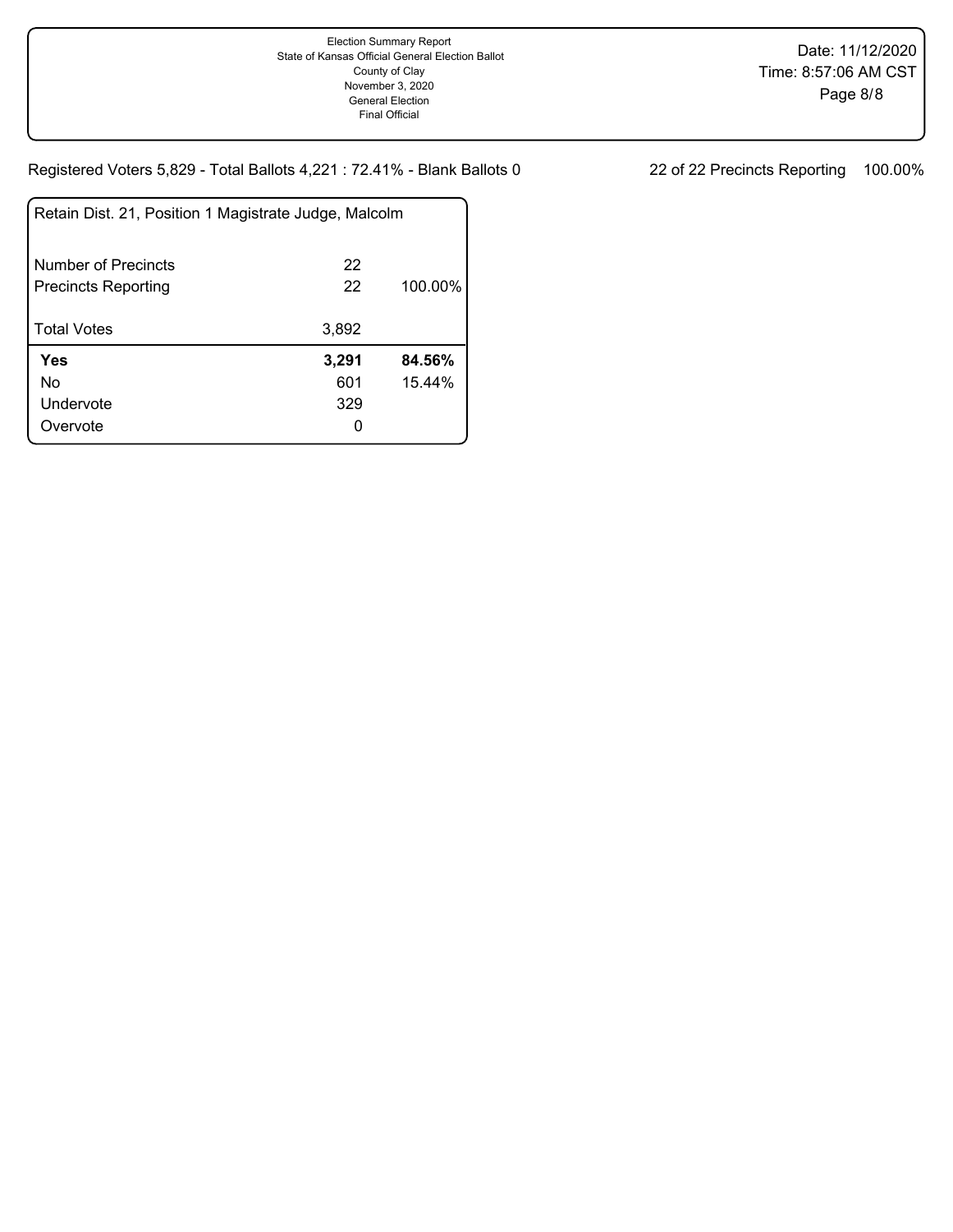Election Summary Report
State of Kansas Official General Election Ballot
County of Clay
November 3, 2020
General Election
Final Official

Date: 11/12/2020
Time: 8:57:06 AM CST

Registered Voters 5,829 - Total Ballots 4,221 : 72.41% - Blank Ballots 0

22 of 22 Precincts Reporting 100.00%

| Retain Dist. 21, Position 1 Magistrate Judge, Malcolm | | |
|---|---|---|
| Number of Precincts | 22 | |
| Precincts Reporting | 22 | 100.00% |
| Total Votes | 3,892 | |
| **Yes** | **3,291** | **84.56%** |
| No | 601 | 15.44% |
| Undervote | 329 | |
| Overvote | 0 | |